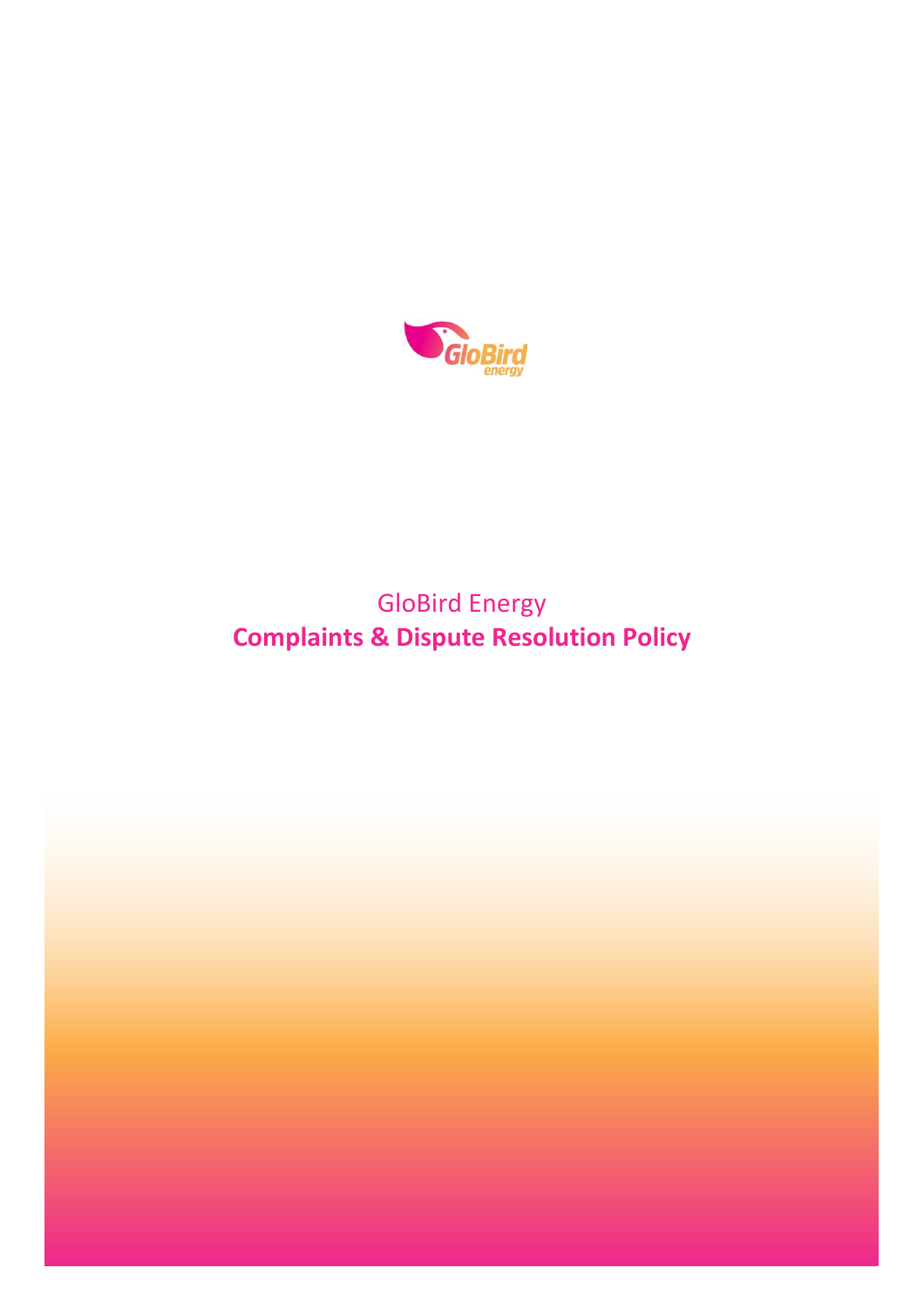GloBird Energy

# Complaints & Dispute Resolution Policy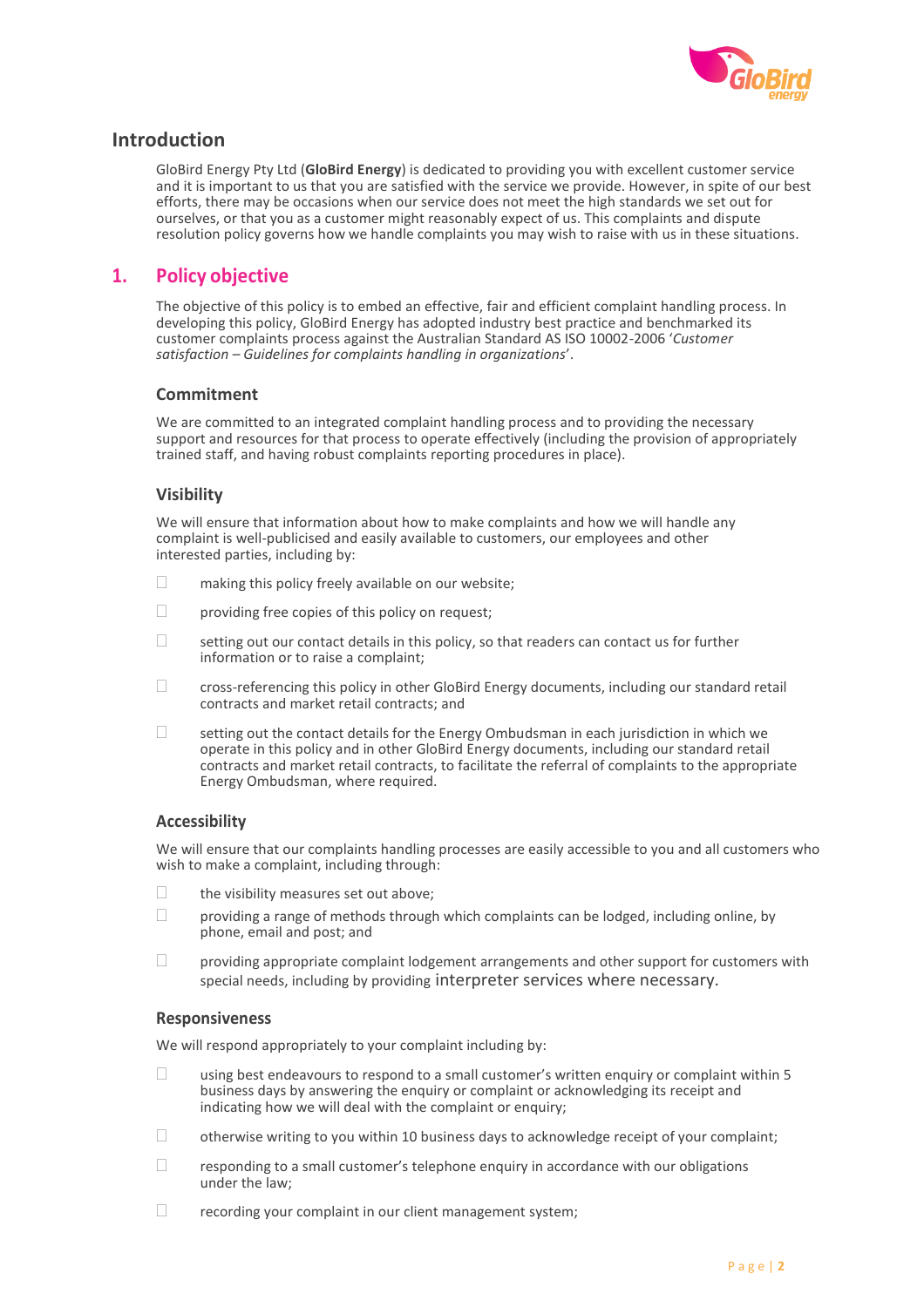## Introduction

GloBird Energy Pty Ltd (**GloBird Energy**) is dedicated to providing you with excellent customer service and it is important to us that you are satisfied with the service we provide. However, in spite of our best efforts, there may be occasions when our service does not meet the high standards we set out for ourselves, or that you as a customer might reasonably expect of us. This complaints and dispute resolution policy governs how we handle complaints you may wish to raise with us in these situations.

## 1. Policy objective

The objective of this policy is to embed an effective, fair and efficient complaint handling process. In developing this policy, GloBird Energy has adopted industry best practice and benchmarked its customer complaints process against the Australian Standard AS ISO 10002-2006 '*Customer satisfaction – Guidelines for complaints handling in organizations*'.

### Commitment

We are committed to an integrated complaint handling process and to providing the necessary support and resources for that process to operate effectively (including the provision of appropriately trained staff, and having robust complaints reporting procedures in place).

### Visibility

We will ensure that information about how to make complaints and how we will handle any complaint is well-publicised and easily available to customers, our employees and other interested parties, including by:

- making this policy freely available on our website;
- providing free copies of this policy on request;
- setting out our contact details in this policy, so that readers can contact us for further information or to raise a complaint;
- cross-referencing this policy in other GloBird Energy documents, including our standard retail contracts and market retail contracts; and
- setting out the contact details for the Energy Ombudsman in each jurisdiction in which we operate in this policy and in other GloBird Energy documents, including our standard retail contracts and market retail contracts, to facilitate the referral of complaints to the appropriate Energy Ombudsman, where required.

### Accessibility

We will ensure that our complaints handling processes are easily accessible to you and all customers who wish to make a complaint, including through:

- the visibility measures set out above;
- providing a range of methods through which complaints can be lodged, including online, by phone, email and post; and
- providing appropriate complaint lodgement arrangements and other support for customers with special needs, including by providing interpreter services where necessary.

### Responsiveness

We will respond appropriately to your complaint including by:

- using best endeavours to respond to a small customer's written enquiry or complaint within 5 business days by answering the enquiry or complaint or acknowledging its receipt and indicating how we will deal with the complaint or enquiry;
- otherwise writing to you within 10 business days to acknowledge receipt of your complaint;
- responding to a small customer's telephone enquiry in accordance with our obligations under the law;
- recording your complaint in our client management system;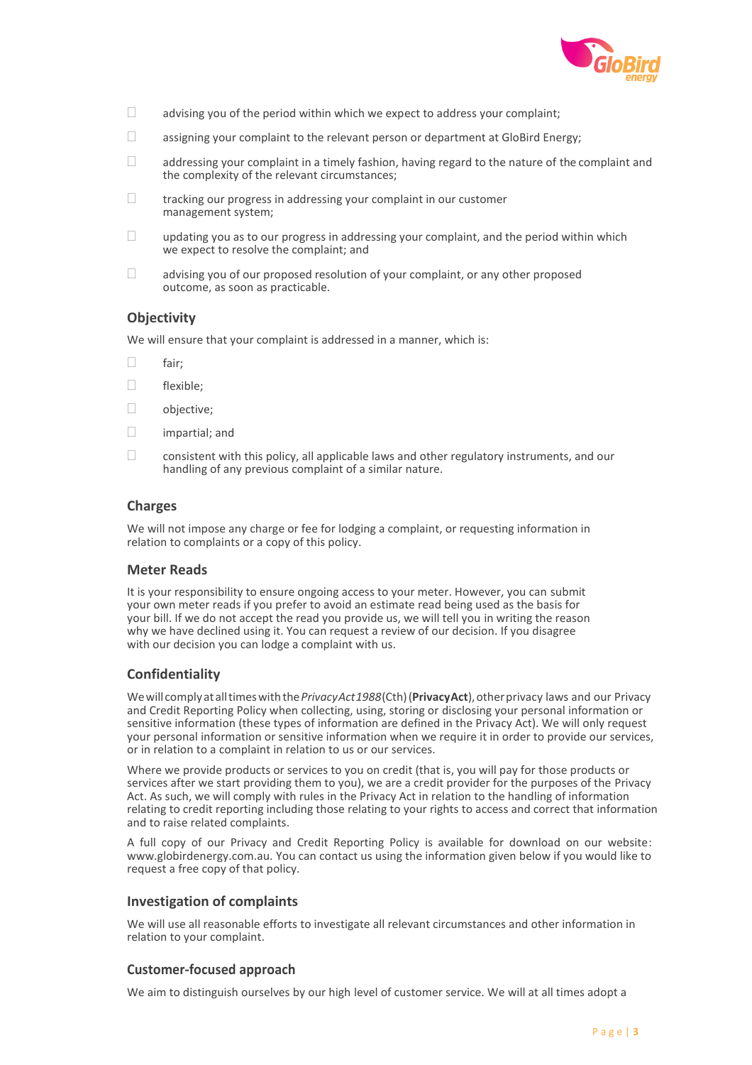- advising you of the period within which we expect to address your complaint;
- assigning your complaint to the relevant person or department at GloBird Energy;
- addressing your complaint in a timely fashion, having regard to the nature of the complaint and the complexity of the relevant circumstances;
- tracking our progress in addressing your complaint in our customer management system;
- updating you as to our progress in addressing your complaint, and the period within which we expect to resolve the complaint; and
- advising you of our proposed resolution of your complaint, or any other proposed outcome, as soon as practicable.

### Objectivity

We will ensure that your complaint is addressed in a manner, which is:

- fair;
- flexible;
- objective;
- impartial; and
- consistent with this policy, all applicable laws and other regulatory instruments, and our handling of any previous complaint of a similar nature.

### Charges

We will not impose any charge or fee for lodging a complaint, or requesting information in relation to complaints or a copy of this policy.

### Meter Reads

It is your responsibility to ensure ongoing access to your meter. However, you can submit your own meter reads if you prefer to avoid an estimate read being used as the basis for your bill. If we do not accept the read you provide us, we will tell you in writing the reason why we have declined using it. You can request a review of our decision. If you disagree with our decision you can lodge a complaint with us.

### Confidentiality

We will comply at all times with the *Privacy Act 1988* (Cth) (**Privacy Act**), other privacy laws and our Privacy and Credit Reporting Policy when collecting, using, storing or disclosing your personal information or sensitive information (these types of information are defined in the Privacy Act). We will only request your personal information or sensitive information when we require it in order to provide our services, or in relation to a complaint in relation to us or our services.

Where we provide products or services to you on credit (that is, you will pay for those products or services after we start providing them to you), we are a credit provider for the purposes of the Privacy Act. As such, we will comply with rules in the Privacy Act in relation to the handling of information relating to credit reporting including those relating to your rights to access and correct that information and to raise related complaints.

A full copy of our Privacy and Credit Reporting Policy is available for download on our website: www.globirdenergy.com.au. You can contact us using the information given below if you would like to request a free copy of that policy.

### Investigation of complaints

We will use all reasonable efforts to investigate all relevant circumstances and other information in relation to your complaint.

### Customer-focused approach

We aim to distinguish ourselves by our high level of customer service. We will at all times adopt a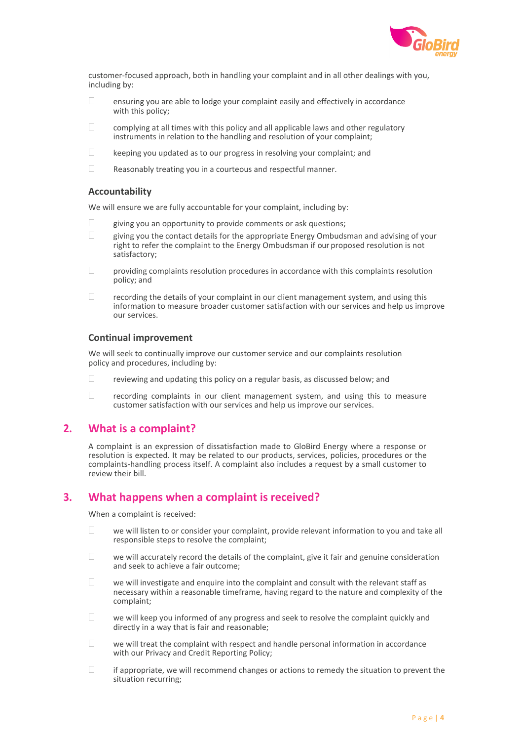customer-focused approach, both in handling your complaint and in all other dealings with you, including by:

- ensuring you are able to lodge your complaint easily and effectively in accordance with this policy;
- complying at all times with this policy and all applicable laws and other regulatory instruments in relation to the handling and resolution of your complaint;
- keeping you updated as to our progress in resolving your complaint; and
- Reasonably treating you in a courteous and respectful manner.

### Accountability

We will ensure we are fully accountable for your complaint, including by:

- giving you an opportunity to provide comments or ask questions;
- giving you the contact details for the appropriate Energy Ombudsman and advising of your right to refer the complaint to the Energy Ombudsman if our proposed resolution is not satisfactory;
- providing complaints resolution procedures in accordance with this complaints resolution policy; and
- recording the details of your complaint in our client management system, and using this information to measure broader customer satisfaction with our services and help us improve our services.

### Continual improvement

We will seek to continually improve our customer service and our complaints resolution policy and procedures, including by:

- reviewing and updating this policy on a regular basis, as discussed below; and
- recording complaints in our client management system, and using this to measure customer satisfaction with our services and help us improve our services.

## 2. What is a complaint?

A complaint is an expression of dissatisfaction made to GloBird Energy where a response or resolution is expected. It may be related to our products, services, policies, procedures or the complaints-handling process itself. A complaint also includes a request by a small customer to review their bill.

## 3. What happens when a complaint is received?

When a complaint is received:

- we will listen to or consider your complaint, provide relevant information to you and take all responsible steps to resolve the complaint;
- we will accurately record the details of the complaint, give it fair and genuine consideration and seek to achieve a fair outcome;
- we will investigate and enquire into the complaint and consult with the relevant staff as necessary within a reasonable timeframe, having regard to the nature and complexity of the complaint;
- we will keep you informed of any progress and seek to resolve the complaint quickly and directly in a way that is fair and reasonable;
- we will treat the complaint with respect and handle personal information in accordance with our Privacy and Credit Reporting Policy;
- if appropriate, we will recommend changes or actions to remedy the situation to prevent the situation recurring;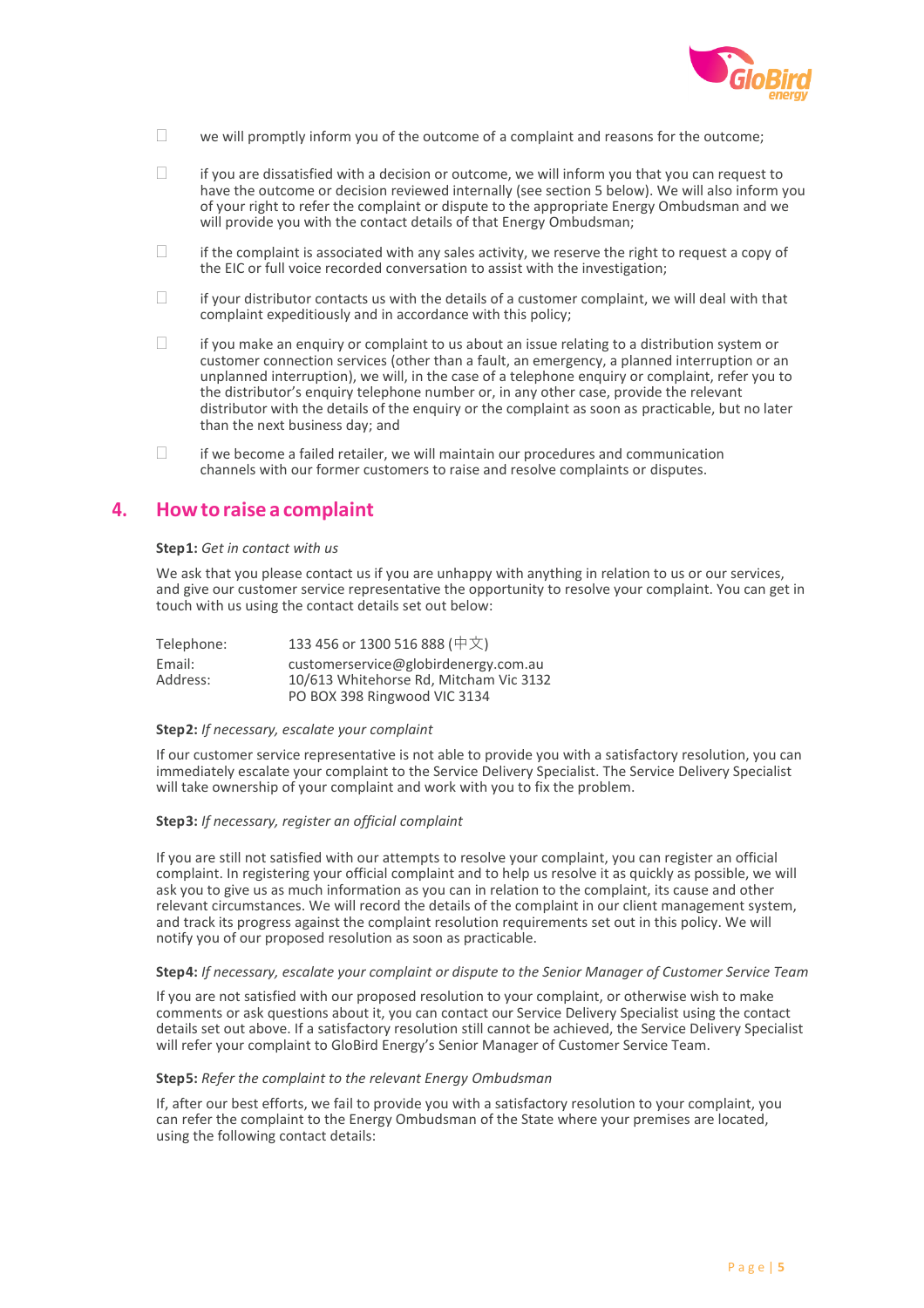- we will promptly inform you of the outcome of a complaint and reasons for the outcome;
- if you are dissatisfied with a decision or outcome, we will inform you that you can request to have the outcome or decision reviewed internally (see section 5 below). We will also inform you of your right to refer the complaint or dispute to the appropriate Energy Ombudsman and we will provide you with the contact details of that Energy Ombudsman;
- if the complaint is associated with any sales activity, we reserve the right to request a copy of the EIC or full voice recorded conversation to assist with the investigation;
- if your distributor contacts us with the details of a customer complaint, we will deal with that complaint expeditiously and in accordance with this policy;
- if you make an enquiry or complaint to us about an issue relating to a distribution system or customer connection services (other than a fault, an emergency, a planned interruption or an unplanned interruption), we will, in the case of a telephone enquiry or complaint, refer you to the distributor's enquiry telephone number or, in any other case, provide the relevant distributor with the details of the enquiry or the complaint as soon as practicable, but no later than the next business day; and
- if we become a failed retailer, we will maintain our procedures and communication channels with our former customers to raise and resolve complaints or disputes.

## 4. How to raise a complaint

**Step1:** *Get in contact with us*

We ask that you please contact us if you are unhappy with anything in relation to us or our services, and give our customer service representative the opportunity to resolve your complaint. You can get in touch with us using the contact details set out below:

| | |
|---|---|
| Telephone: | 133 456 or 1300 516 888 (中文) |
| Email: | customerservice@globirdenergy.com.au |
| Address: | 10/613 Whitehorse Rd, Mitcham Vic 3132<br>PO BOX 398 Ringwood VIC 3134 |

**Step2:** *If necessary, escalate your complaint*

If our customer service representative is not able to provide you with a satisfactory resolution, you can immediately escalate your complaint to the Service Delivery Specialist. The Service Delivery Specialist will take ownership of your complaint and work with you to fix the problem.

**Step3:** *If necessary, register an official complaint*

If you are still not satisfied with our attempts to resolve your complaint, you can register an official complaint. In registering your official complaint and to help us resolve it as quickly as possible, we will ask you to give us as much information as you can in relation to the complaint, its cause and other relevant circumstances. We will record the details of the complaint in our client management system, and track its progress against the complaint resolution requirements set out in this policy. We will notify you of our proposed resolution as soon as practicable.

**Step4:** *If necessary, escalate your complaint or dispute to the Senior Manager of Customer Service Team*

If you are not satisfied with our proposed resolution to your complaint, or otherwise wish to make comments or ask questions about it, you can contact our Service Delivery Specialist using the contact details set out above. If a satisfactory resolution still cannot be achieved, the Service Delivery Specialist will refer your complaint to GloBird Energy's Senior Manager of Customer Service Team.

**Step5:** *Refer the complaint to the relevant Energy Ombudsman*

If, after our best efforts, we fail to provide you with a satisfactory resolution to your complaint, you can refer the complaint to the Energy Ombudsman of the State where your premises are located, using the following contact details: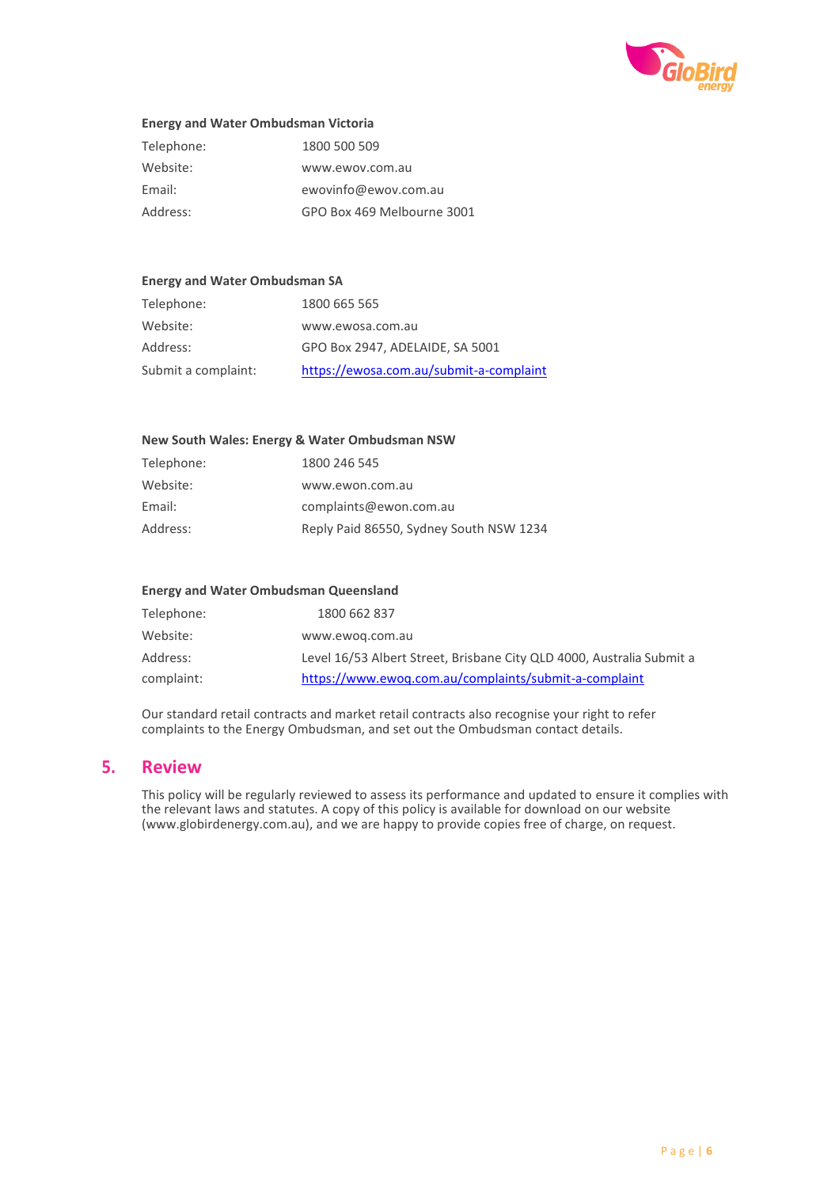**Energy and Water Ombudsman Victoria**

| | |
|---|---|
| Telephone: | 1800 500 509 |
| Website: | www.ewov.com.au |
| Email: | ewovinfo@ewov.com.au |
| Address: | GPO Box 469 Melbourne 3001 |

**Energy and Water Ombudsman SA**

| | |
|---|---|
| Telephone: | 1800 665 565 |
| Website: | www.ewosa.com.au |
| Address: | GPO Box 2947, ADELAIDE, SA 5001 |
| Submit a complaint: | https://ewosa.com.au/submit-a-complaint |

**New South Wales: Energy & Water Ombudsman NSW**

| | |
|---|---|
| Telephone: | 1800 246 545 |
| Website: | www.ewon.com.au |
| Email: | complaints@ewon.com.au |
| Address: | Reply Paid 86550, Sydney South NSW 1234 |

**Energy and Water Ombudsman Queensland**

| | |
|---|---|
| Telephone: | 1800 662 837 |
| Website: | www.ewoq.com.au |
| Address: | Level 16/53 Albert Street, Brisbane City QLD 4000, Australia Submit a |
| complaint: | https://www.ewoq.com.au/complaints/submit-a-complaint |

Our standard retail contracts and market retail contracts also recognise your right to refer complaints to the Energy Ombudsman, and set out the Ombudsman contact details.

## 5. Review

This policy will be regularly reviewed to assess its performance and updated to ensure it complies with the relevant laws and statutes. A copy of this policy is available for download on our website (www.globirdenergy.com.au), and we are happy to provide copies free of charge, on request.